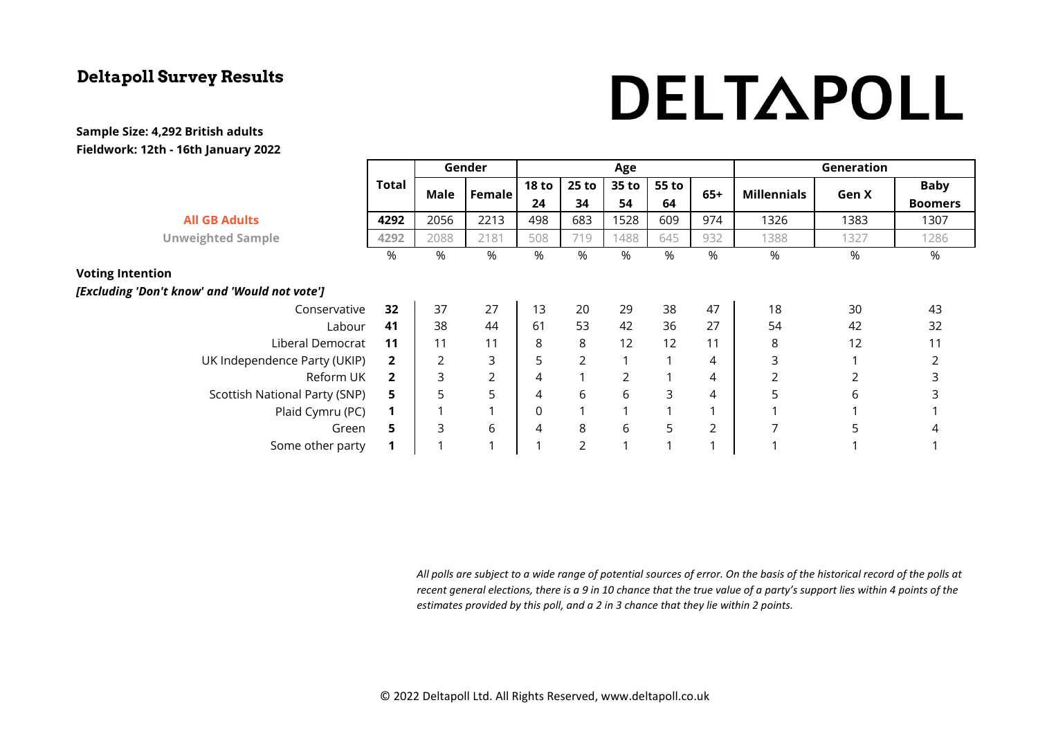# Deltapoll Survey Results

DELTAPOLL

**Sample Size: 4,292 British adults**
**Fieldwork: 12th - 16th January 2022**

| | Total | Gender | | Age | | | | | Generation | | |
|---|---|---|---|---|---|---|---|---|---|---|---|
| | | Male | Female | 18 to 24 | 25 to 34 | 35 to 54 | 55 to 64 | 65+ | Millennials | Gen X | Baby Boomers |
| **All GB Adults** | **4292** | 2056 | 2213 | 498 | 683 | 1528 | 609 | 974 | 1326 | 1383 | 1307 |
| **Unweighted Sample** | 4292 | 2088 | 2181 | 508 | 719 | 1488 | 645 | 932 | 1388 | 1327 | 1286 |
| | % | % | % | % | % | % | % | % | % | % | % |
| **Voting Intention** | | | | | | | | | | | |
| ***[Excluding 'Don't know' and 'Would not vote']*** | | | | | | | | | | | |
| Conservative | **32** | 37 | 27 | 13 | 20 | 29 | 38 | 47 | 18 | 30 | 43 |
| Labour | **41** | 38 | 44 | 61 | 53 | 42 | 36 | 27 | 54 | 42 | 32 |
| Liberal Democrat | **11** | 11 | 11 | 8 | 8 | 12 | 12 | 11 | 8 | 12 | 11 |
| UK Independence Party (UKIP) | **2** | 2 | 3 | 5 | 2 | 1 | 1 | 4 | 3 | 1 | 2 |
| Reform UK | **2** | 3 | 2 | 4 | 1 | 2 | 1 | 4 | 2 | 2 | 3 |
| Scottish National Party (SNP) | **5** | 5 | 5 | 4 | 6 | 6 | 3 | 4 | 5 | 6 | 3 |
| Plaid Cymru (PC) | **1** | 1 | 1 | 0 | 1 | 1 | 1 | 1 | 1 | 1 | 1 |
| Green | **5** | 3 | 6 | 4 | 8 | 6 | 5 | 2 | 7 | 5 | 4 |
| Some other party | **1** | 1 | 1 | 1 | 2 | 1 | 1 | 1 | 1 | 1 | 1 |

*All polls are subject to a wide range of potential sources of error. On the basis of the historical record of the polls at recent general elections, there is a 9 in 10 chance that the true value of a party's support lies within 4 points of the estimates provided by this poll, and a 2 in 3 chance that they lie within 2 points.*

© 2022 Deltapoll Ltd. All Rights Reserved, www.deltapoll.co.uk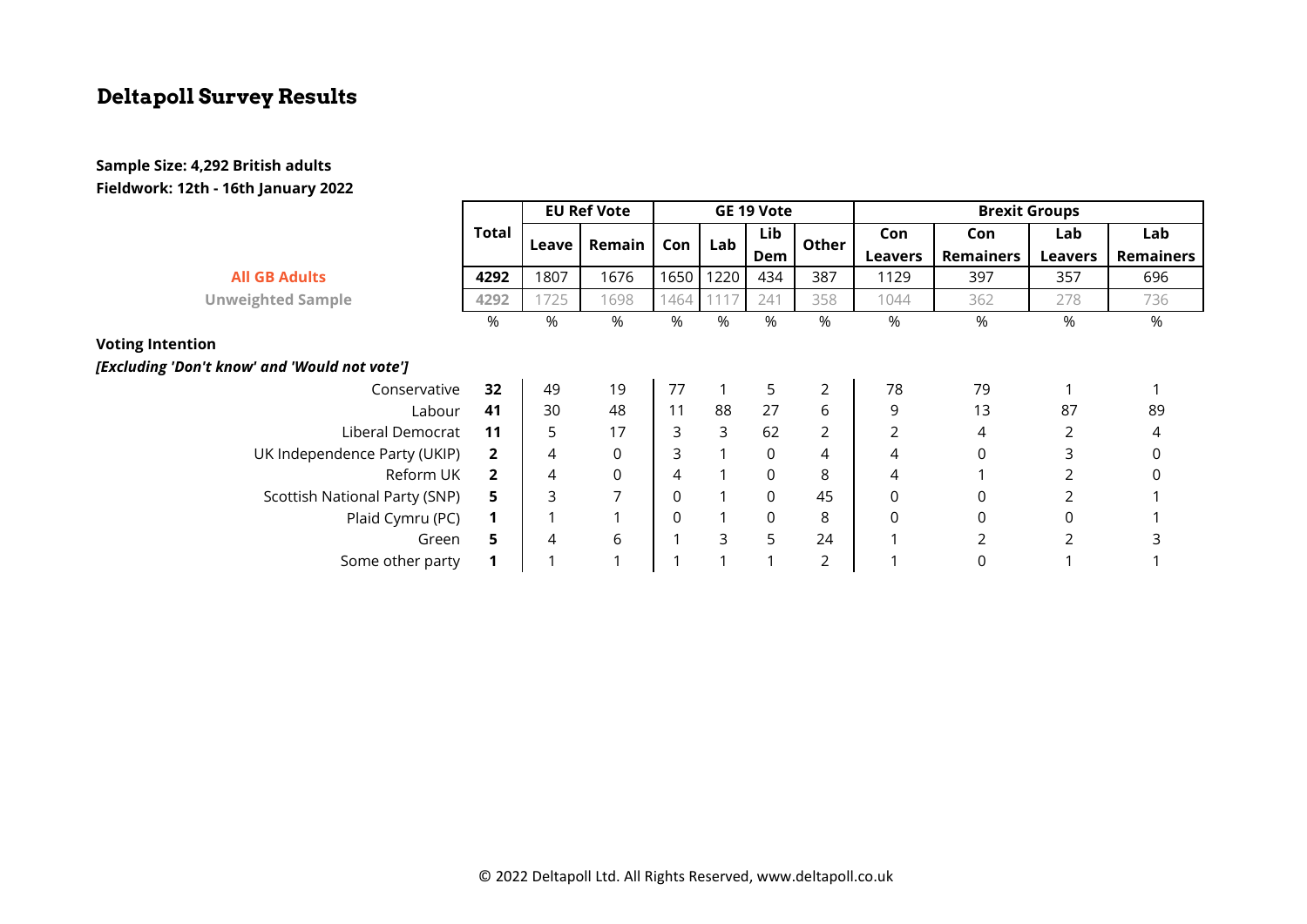# Deltapoll Survey Results

**Sample Size: 4,292 British adults**
**Fieldwork: 12th - 16th January 2022**

| | Total | EU Ref Vote | | GE 19 Vote | | | | Brexit Groups | | | |
|---|---|---|---|---|---|---|---|---|---|---|---|
| | | Leave | Remain | Con | Lab | Lib Dem | Other | Con Leavers | Con Remainers | Lab Leavers | Lab Remainers |
| All GB Adults | **4292** | 1807 | 1676 | 1650 | 1220 | 434 | 387 | 1129 | 397 | 357 | 696 |
| Unweighted Sample | 4292 | 1725 | 1698 | 1464 | 1117 | 241 | 358 | 1044 | 362 | 278 | 736 |
| | % | % | % | % | % | % | % | % | % | % | % |
| **Voting Intention** | | | | | | | | | | | |
| ***[Excluding 'Don't know' and 'Would not vote']*** | | | | | | | | | | | |
| Conservative | **32** | 49 | 19 | 77 | 1 | 5 | 2 | 78 | 79 | 1 | 1 |
| Labour | **41** | 30 | 48 | 11 | 88 | 27 | 6 | 9 | 13 | 87 | 89 |
| Liberal Democrat | **11** | 5 | 17 | 3 | 3 | 62 | 2 | 2 | 4 | 2 | 4 |
| UK Independence Party (UKIP) | **2** | 4 | 0 | 3 | 1 | 0 | 4 | 4 | 0 | 3 | 0 |
| Reform UK | **2** | 4 | 0 | 4 | 1 | 0 | 8 | 4 | 1 | 2 | 0 |
| Scottish National Party (SNP) | **5** | 3 | 7 | 0 | 1 | 0 | 45 | 0 | 0 | 2 | 1 |
| Plaid Cymru (PC) | **1** | 1 | 1 | 0 | 1 | 0 | 8 | 0 | 0 | 0 | 1 |
| Green | **5** | 4 | 6 | 1 | 3 | 5 | 24 | 1 | 2 | 2 | 3 |
| Some other party | **1** | 1 | 1 | 1 | 1 | 1 | 2 | 1 | 0 | 1 | 1 |

© 2022 Deltapoll Ltd. All Rights Reserved, www.deltapoll.co.uk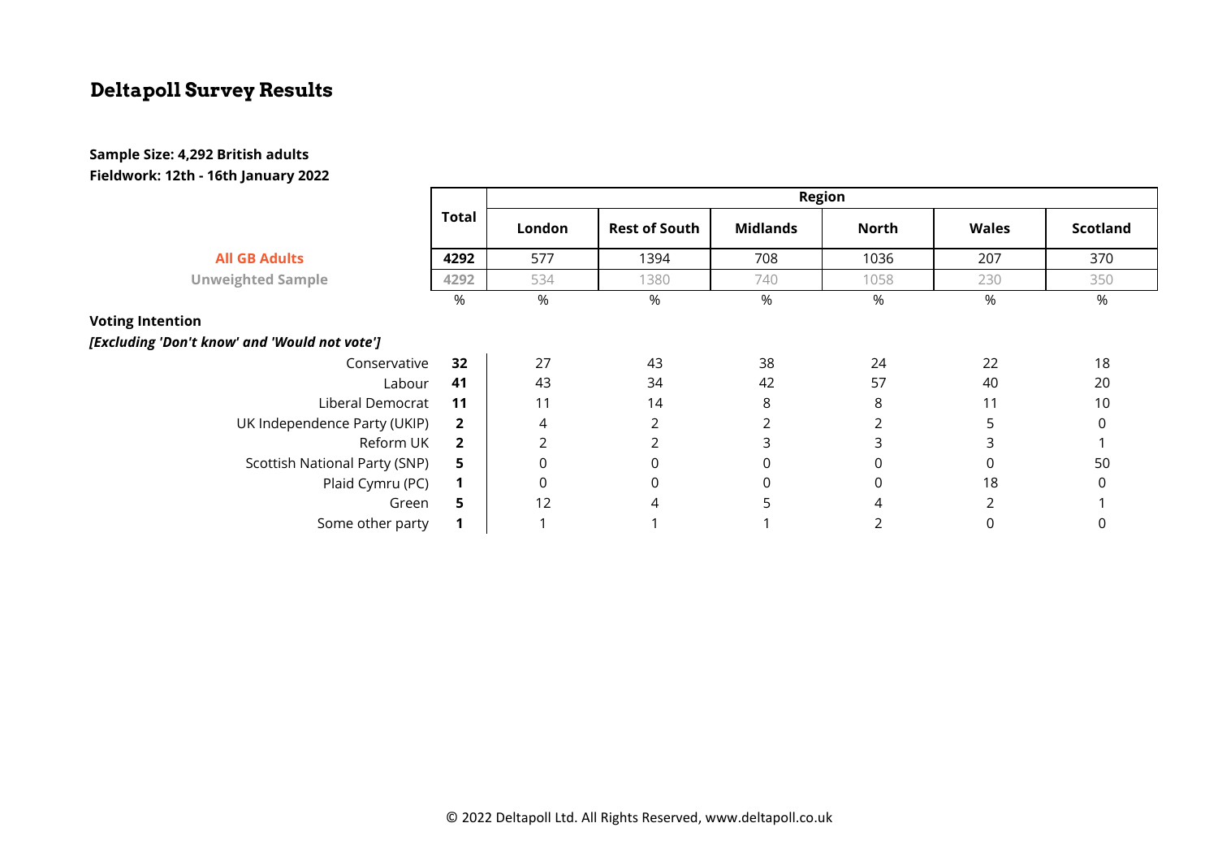## Deltapoll Survey Results

**Sample Size: 4,292 British adults**
**Fieldwork: 12th - 16th January 2022**

| | Total | Region | | | | | |
|---|---|---|---|---|---|---|---|
| | | London | Rest of South | Midlands | North | Wales | Scotland |
| **All GB Adults** | **4292** | 577 | 1394 | 708 | 1036 | 207 | 370 |
| **Unweighted Sample** | **4292** | 534 | 1380 | 740 | 1058 | 230 | 350 |
| | % | % | % | % | % | % | % |
| **Voting Intention** | | | | | | | |
| ***[Excluding 'Don't know' and 'Would not vote']*** | | | | | | | |
| Conservative | **32** | 27 | 43 | 38 | 24 | 22 | 18 |
| Labour | **41** | 43 | 34 | 42 | 57 | 40 | 20 |
| Liberal Democrat | **11** | 11 | 14 | 8 | 8 | 11 | 10 |
| UK Independence Party (UKIP) | **2** | 4 | 2 | 2 | 2 | 5 | 0 |
| Reform UK | **2** | 2 | 2 | 3 | 3 | 3 | 1 |
| Scottish National Party (SNP) | **5** | 0 | 0 | 0 | 0 | 0 | 50 |
| Plaid Cymru (PC) | **1** | 0 | 0 | 0 | 0 | 18 | 0 |
| Green | **5** | 12 | 4 | 5 | 4 | 2 | 1 |
| Some other party | **1** | 1 | 1 | 1 | 2 | 0 | 0 |

© 2022 Deltapoll Ltd. All Rights Reserved, www.deltapoll.co.uk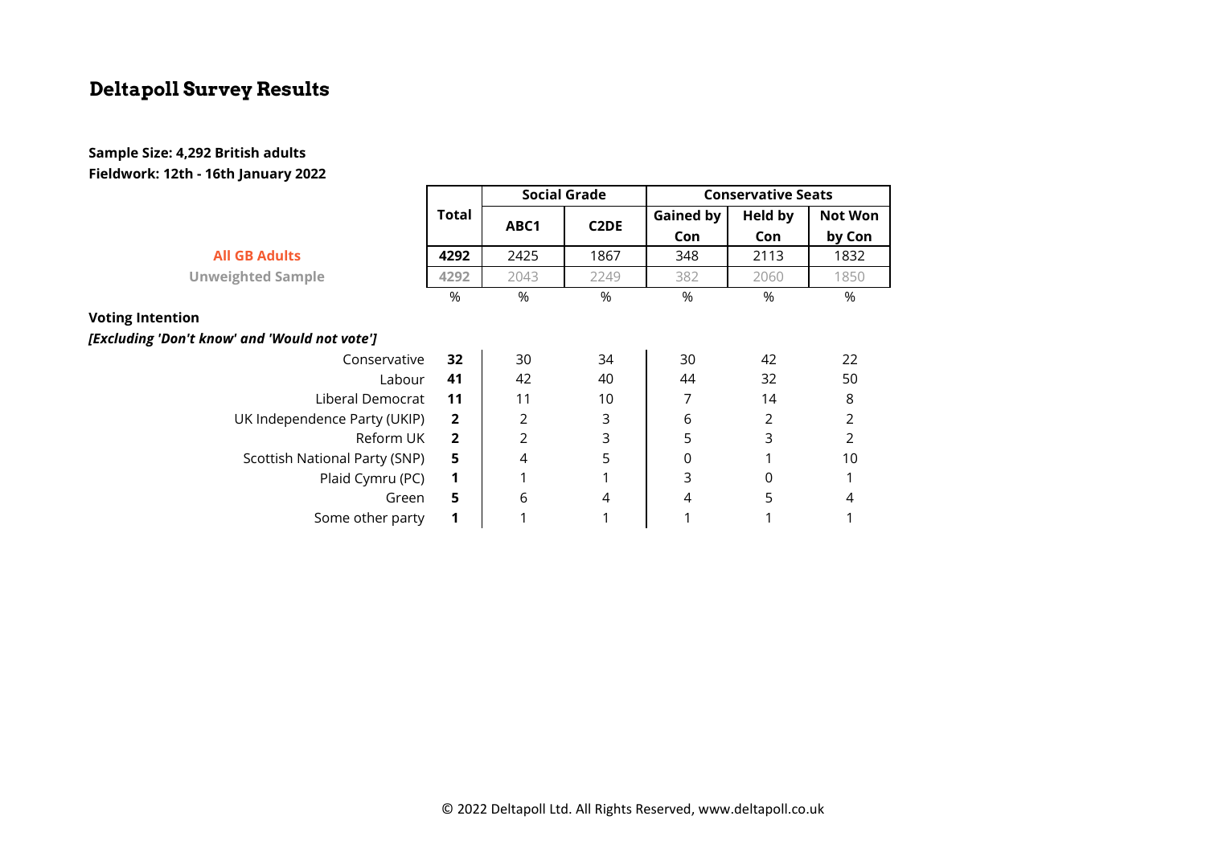# Deltapoll Survey Results

**Sample Size: 4,292 British adults**
**Fieldwork: 12th - 16th January 2022**

| | Total | Social Grade | | Conservative Seats | | |
|---|---|---|---|---|---|---|
| | | ABC1 | C2DE | Gained by Con | Held by Con | Not Won by Con |
| All GB Adults | 4292 | 2425 | 1867 | 348 | 2113 | 1832 |
| Unweighted Sample | 4292 | 2043 | 2249 | 382 | 2060 | 1850 |
| | % | % | % | % | % | % |
| **Voting Intention** | | | | | | |
| ***[Excluding 'Don't know' and 'Would not vote']*** | | | | | | |
| Conservative | **32** | 30 | 34 | 30 | 42 | 22 |
| Labour | **41** | 42 | 40 | 44 | 32 | 50 |
| Liberal Democrat | **11** | 11 | 10 | 7 | 14 | 8 |
| UK Independence Party (UKIP) | **2** | 2 | 3 | 6 | 2 | 2 |
| Reform UK | **2** | 2 | 3 | 5 | 3 | 2 |
| Scottish National Party (SNP) | **5** | 4 | 5 | 0 | 1 | 10 |
| Plaid Cymru (PC) | **1** | 1 | 1 | 3 | 0 | 1 |
| Green | **5** | 6 | 4 | 4 | 5 | 4 |
| Some other party | **1** | 1 | 1 | 1 | 1 | 1 |

© 2022 Deltapoll Ltd. All Rights Reserved, www.deltapoll.co.uk